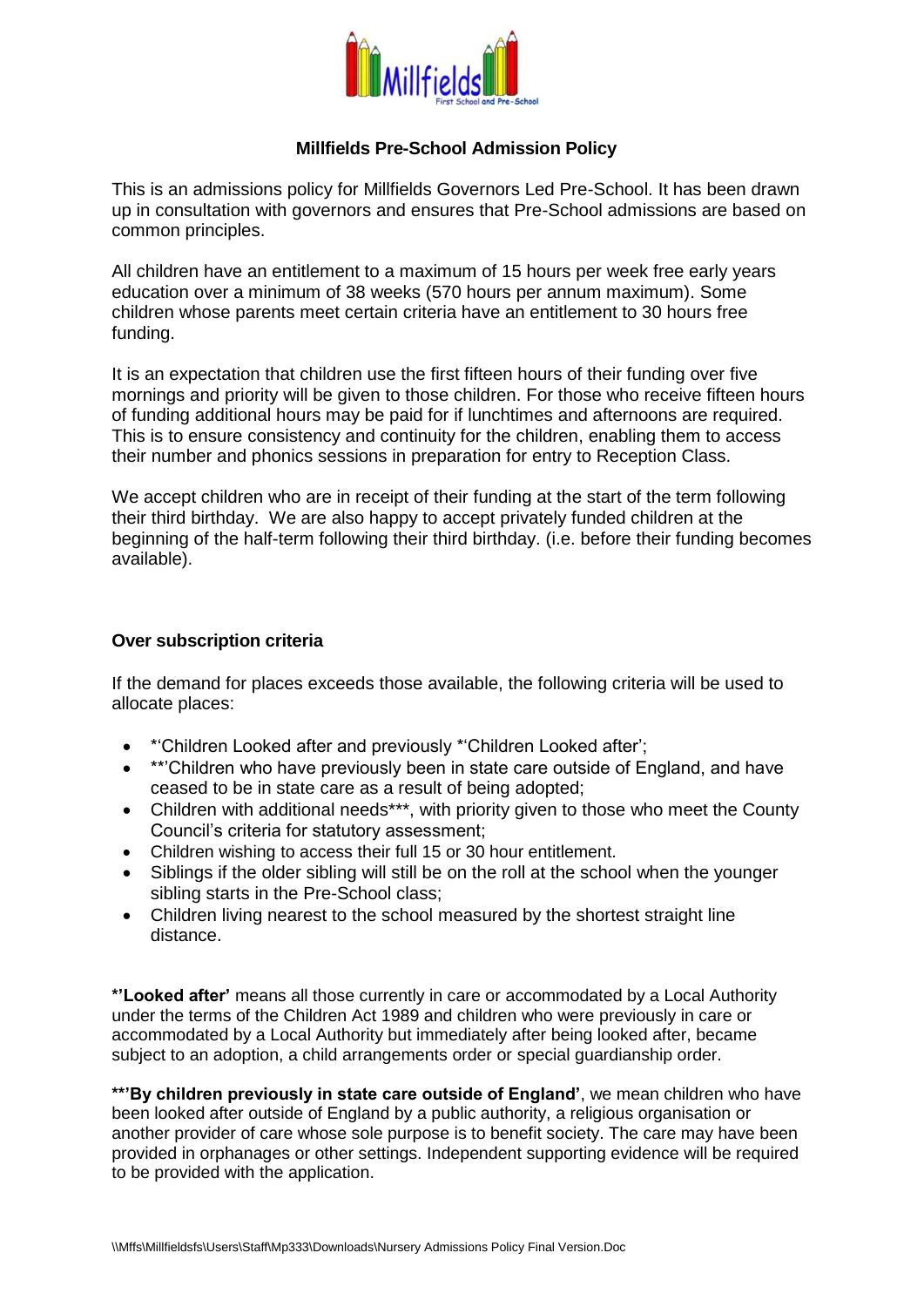# Millfields Pre-School Admission Policy

This is an admissions policy for Millfields Governors Led Pre-School. It has been drawn up in consultation with governors and ensures that Pre-School admissions are based on common principles.

All children have an entitlement to a maximum of 15 hours per week free early years education over a minimum of 38 weeks (570 hours per annum maximum). Some children whose parents meet certain criteria have an entitlement to 30 hours free funding.

It is an expectation that children use the first fifteen hours of their funding over five mornings and priority will be given to those children. For those who receive fifteen hours of funding additional hours may be paid for if lunchtimes and afternoons are required. This is to ensure consistency and continuity for the children, enabling them to access their number and phonics sessions in preparation for entry to Reception Class.

We accept children who are in receipt of their funding at the start of the term following their third birthday. We are also happy to accept privately funded children at the beginning of the half-term following their third birthday. (i.e. before their funding becomes available).

## Over subscription criteria

If the demand for places exceeds those available, the following criteria will be used to allocate places:

- *'Children Looked after and previously *'Children Looked after';
- **'Children who have previously been in state care outside of England, and have ceased to be in state care as a result of being adopted;
- Children with additional needs***, with priority given to those who meet the County Council's criteria for statutory assessment;
- Children wishing to access their full 15 or 30 hour entitlement.
- Siblings if the older sibling will still be on the roll at the school when the younger sibling starts in the Pre-School class;
- Children living nearest to the school measured by the shortest straight line distance.

**\*'Looked after'** means all those currently in care or accommodated by a Local Authority under the terms of the Children Act 1989 and children who were previously in care or accommodated by a Local Authority but immediately after being looked after, became subject to an adoption, a child arrangements order or special guardianship order.

**\*\*'By children previously in state care outside of England'**, we mean children who have been looked after outside of England by a public authority, a religious organisation or another provider of care whose sole purpose is to benefit society. The care may have been provided in orphanages or other settings. Independent supporting evidence will be required to be provided with the application.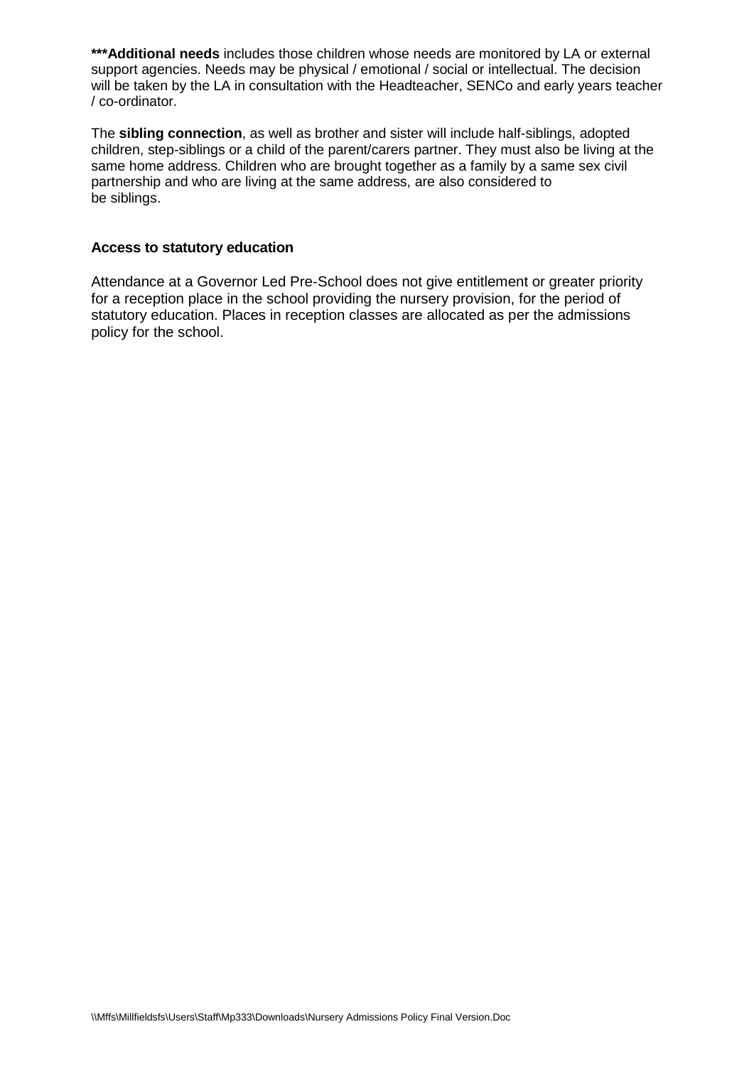**\*\*\*Additional needs** includes those children whose needs are monitored by LA or external support agencies. Needs may be physical / emotional / social or intellectual. The decision will be taken by the LA in consultation with the Headteacher, SENCo and early years teacher / co-ordinator.

The **sibling connection**, as well as brother and sister will include half-siblings, adopted children, step-siblings or a child of the parent/carers partner. They must also be living at the same home address. Children who are brought together as a family by a same sex civil partnership and who are living at the same address, are also considered to be siblings.

**Access to statutory education**

Attendance at a Governor Led Pre-School does not give entitlement or greater priority for a reception place in the school providing the nursery provision, for the period of statutory education. Places in reception classes are allocated as per the admissions policy for the school.